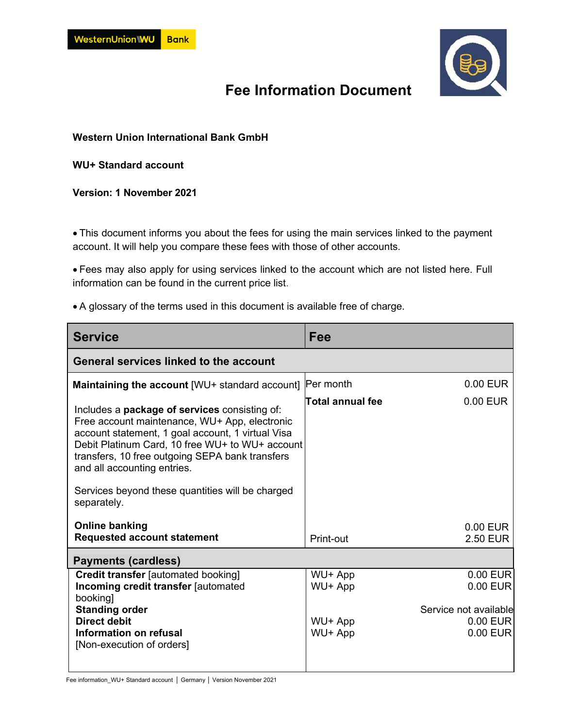# Fee Information Document

**Western Union International Bank GmbH**

**WU+ Standard account**

**Version: 1 November 2021**

- This document informs you about the fees for using the main services linked to the payment account. It will help you compare these fees with those of other accounts.

- Fees may also apply for using services linked to the account which are not listed here. Full information can be found in the current price list.

- A glossary of the terms used in this document is available free of charge.

| Service | Fee | |
|---|---|---|
| **General services linked to the account** | | |
| **Maintaining the account** [WU+ standard account] | Per month | 0.00 EUR |
| | **Total annual fee** | 0.00 EUR |
| Includes a **package of services** consisting of: Free account maintenance, WU+ App, electronic account statement, 1 goal account, 1 virtual Visa Debit Platinum Card, 10 free WU+ to WU+ account transfers, 10 free outgoing SEPA bank transfers and all accounting entries.<br><br>Services beyond these quantities will be charged separately. | | |
| **Online banking** | | 0.00 EUR |
| **Requested account statement** | Print-out | 2.50 EUR |
| **Payments (cardless)** | | |
| **Credit transfer** [automated booking] | WU+ App | 0.00 EUR |
| **Incoming credit transfer** [automated booking] | WU+ App | 0.00 EUR |
| **Standing order** | | Service not available |
| **Direct debit** | WU+ App | 0.00 EUR |
| **Information on refusal** [Non-execution of orders] | WU+ App | 0.00 EUR |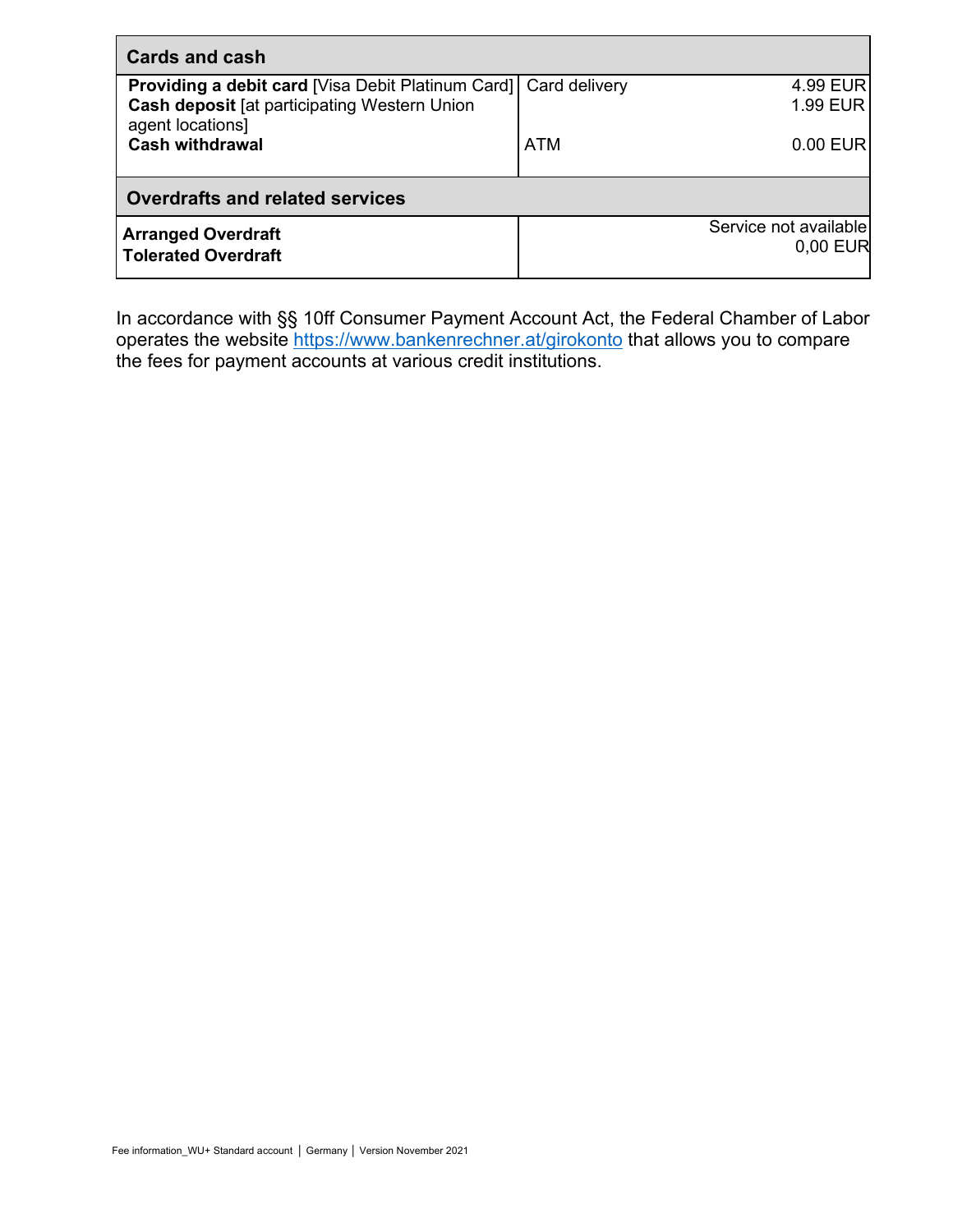| Cards and cash | | |
|---|---|---|
| **Providing a debit card** [Visa Debit Platinum Card] | Card delivery | 4.99 EUR |
| **Cash deposit** [at participating Western Union agent locations] | | 1.99 EUR |
| **Cash withdrawal** | ATM | 0.00 EUR |

| Overdrafts and related services | |
|---|---|
| **Arranged Overdraft** | Service not available |
| **Tolerated Overdraft** | 0,00 EUR |

In accordance with §§ 10ff Consumer Payment Account Act, the Federal Chamber of Labor operates the website https://www.bankenrechner.at/girokonto that allows you to compare the fees for payment accounts at various credit institutions.